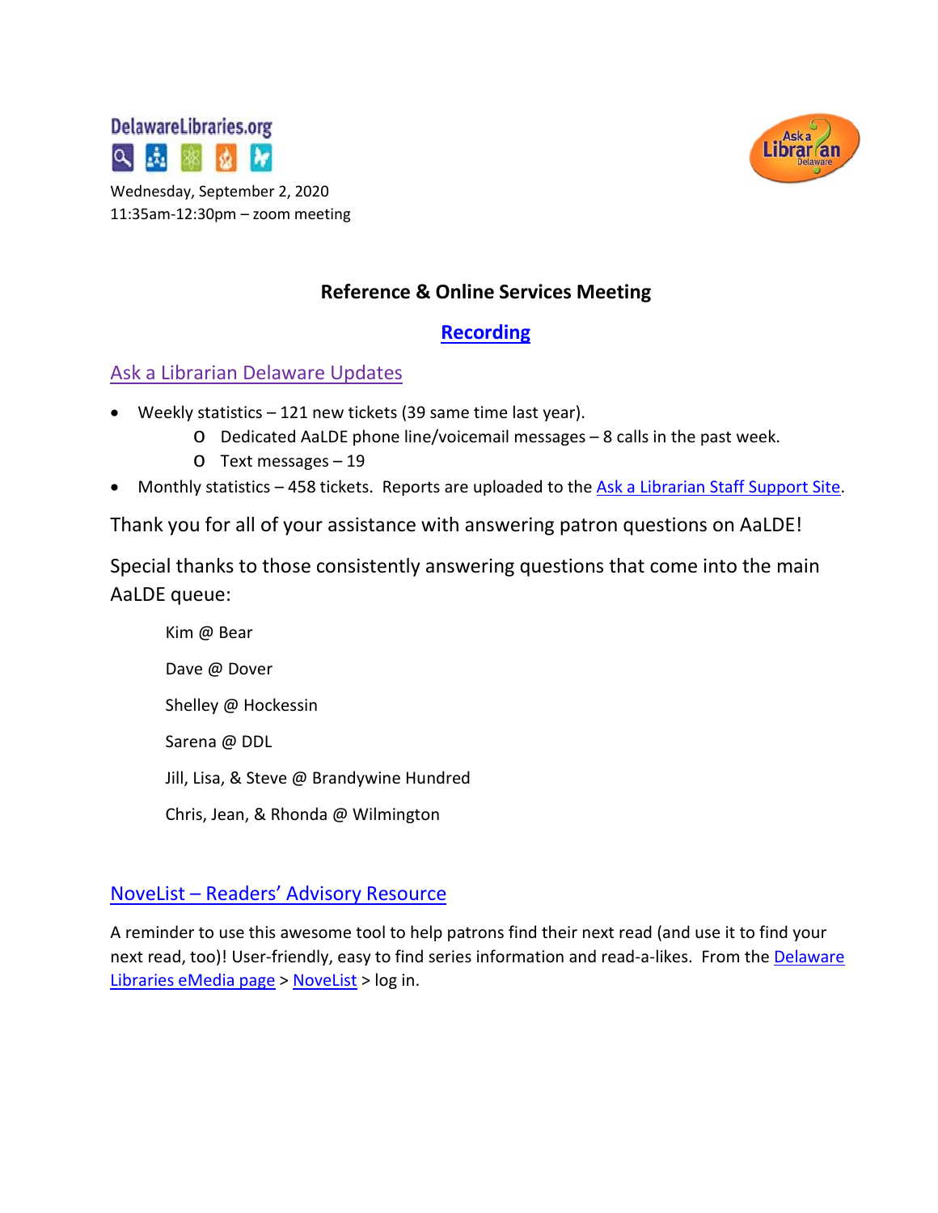DelawareLibraries.org

Wednesday, September 2, 2020
11:35am-12:30pm – zoom meeting

# Reference & Online Services Meeting

**Recording**

## Ask a Librarian Delaware Updates

- Weekly statistics – 121 new tickets (39 same time last year).
  - Dedicated AaLDE phone line/voicemail messages – 8 calls in the past week.
  - Text messages – 19
- Monthly statistics – 458 tickets. Reports are uploaded to the Ask a Librarian Staff Support Site.

Thank you for all of your assistance with answering patron questions on AaLDE!

Special thanks to those consistently answering questions that come into the main AaLDE queue:

Kim @ Bear

Dave @ Dover

Shelley @ Hockessin

Sarena @ DDL

Jill, Lisa, & Steve @ Brandywine Hundred

Chris, Jean, & Rhonda @ Wilmington

## NoveList – Readers' Advisory Resource

A reminder to use this awesome tool to help patrons find their next read (and use it to find your next read, too)! User-friendly, easy to find series information and read-a-likes. From the Delaware Libraries eMedia page > NoveList > log in.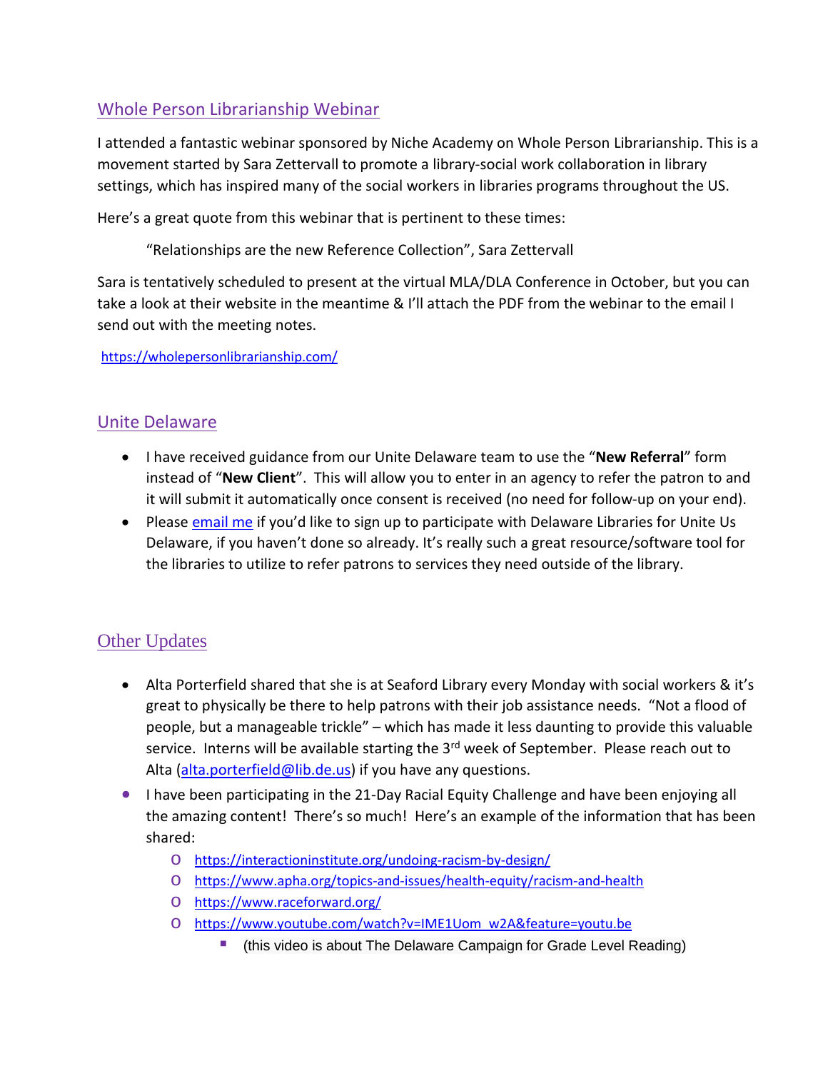## Whole Person Librarianship Webinar

I attended a fantastic webinar sponsored by Niche Academy on Whole Person Librarianship. This is a movement started by Sara Zettervall to promote a library-social work collaboration in library settings, which has inspired many of the social workers in libraries programs throughout the US.

Here's a great quote from this webinar that is pertinent to these times:

> "Relationships are the new Reference Collection", Sara Zettervall

Sara is tentatively scheduled to present at the virtual MLA/DLA Conference in October, but you can take a look at their website in the meantime & I'll attach the PDF from the webinar to the email I send out with the meeting notes.

https://wholepersonlibrarianship.com/

## Unite Delaware

- I have received guidance from our Unite Delaware team to use the "**New Referral**" form instead of "**New Client**". This will allow you to enter in an agency to refer the patron to and it will submit it automatically once consent is received (no need for follow-up on your end).
- Please email me if you'd like to sign up to participate with Delaware Libraries for Unite Us Delaware, if you haven't done so already. It's really such a great resource/software tool for the libraries to utilize to refer patrons to services they need outside of the library.

## Other Updates

- Alta Porterfield shared that she is at Seaford Library every Monday with social workers & it's great to physically be there to help patrons with their job assistance needs. "Not a flood of people, but a manageable trickle" – which has made it less daunting to provide this valuable service. Interns will be available starting the 3rd week of September. Please reach out to Alta (alta.porterfield@lib.de.us) if you have any questions.
- I have been participating in the 21-Day Racial Equity Challenge and have been enjoying all the amazing content! There's so much! Here's an example of the information that has been shared:
  - https://interactioninstitute.org/undoing-racism-by-design/
  - https://www.apha.org/topics-and-issues/health-equity/racism-and-health
  - https://www.raceforward.org/
  - https://www.youtube.com/watch?v=IME1Uom_w2A&feature=youtu.be
    - (this video is about The Delaware Campaign for Grade Level Reading)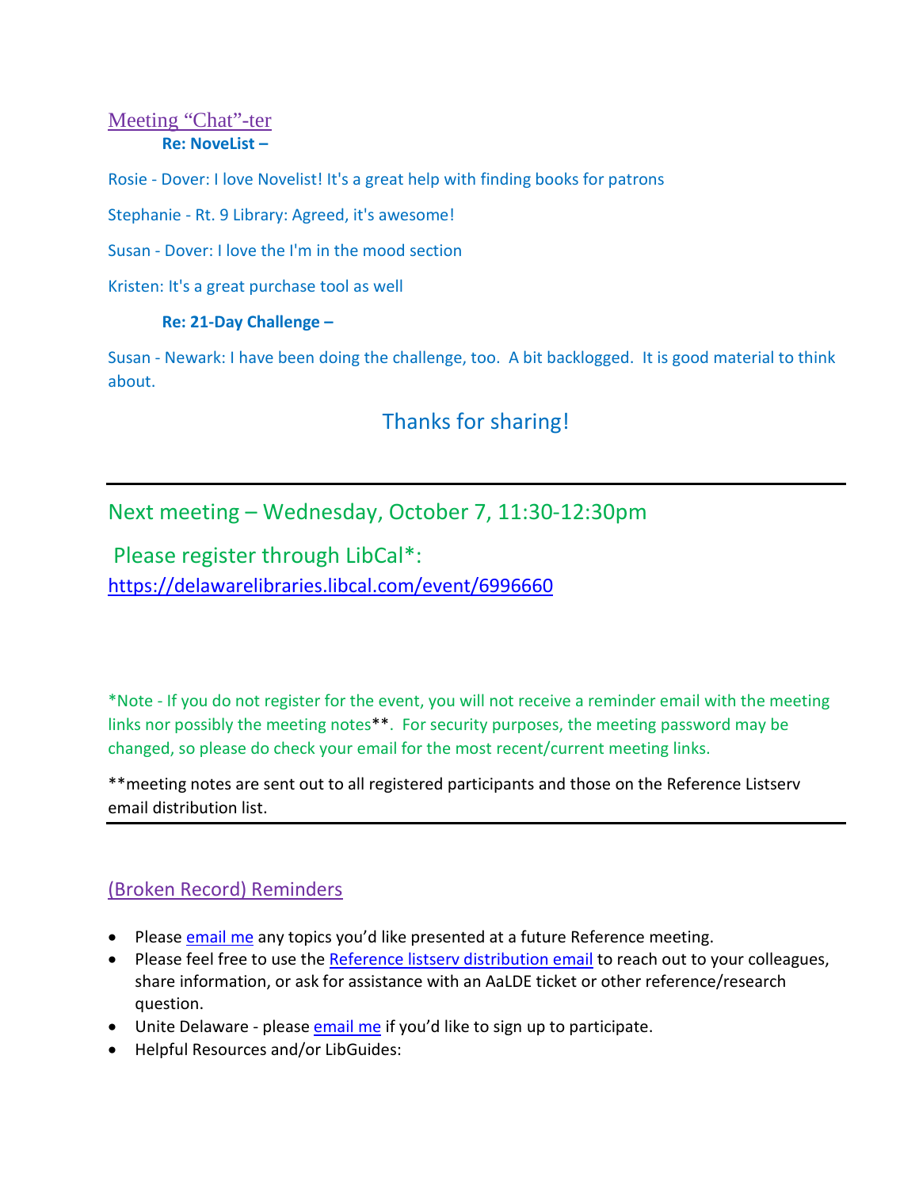## Meeting "Chat"-ter

**Re: NoveList –**

Rosie - Dover: I love Novelist! It's a great help with finding books for patrons

Stephanie - Rt. 9 Library: Agreed, it's awesome!

Susan - Dover: I love the I'm in the mood section

Kristen: It's a great purchase tool as well

**Re: 21-Day Challenge –**

Susan - Newark: I have been doing the challenge, too. A bit backlogged. It is good material to think about.

Thanks for sharing!

---

## Next meeting – Wednesday, October 7, 11:30-12:30pm

Please register through LibCal*:
[https://delawarelibraries.libcal.com/event/6996660](https://delawarelibraries.libcal.com/event/6996660)

*Note - If you do not register for the event, you will not receive a reminder email with the meeting links nor possibly the meeting notes**. For security purposes, the meeting password may be changed, so please do check your email for the most recent/current meeting links.

**meeting notes are sent out to all registered participants and those on the Reference Listserv email distribution list.

---

## (Broken Record) Reminders

- Please email me any topics you'd like presented at a future Reference meeting.
- Please feel free to use the Reference listserv distribution email to reach out to your colleagues, share information, or ask for assistance with an AaLDE ticket or other reference/research question.
- Unite Delaware - please email me if you'd like to sign up to participate.
- Helpful Resources and/or LibGuides: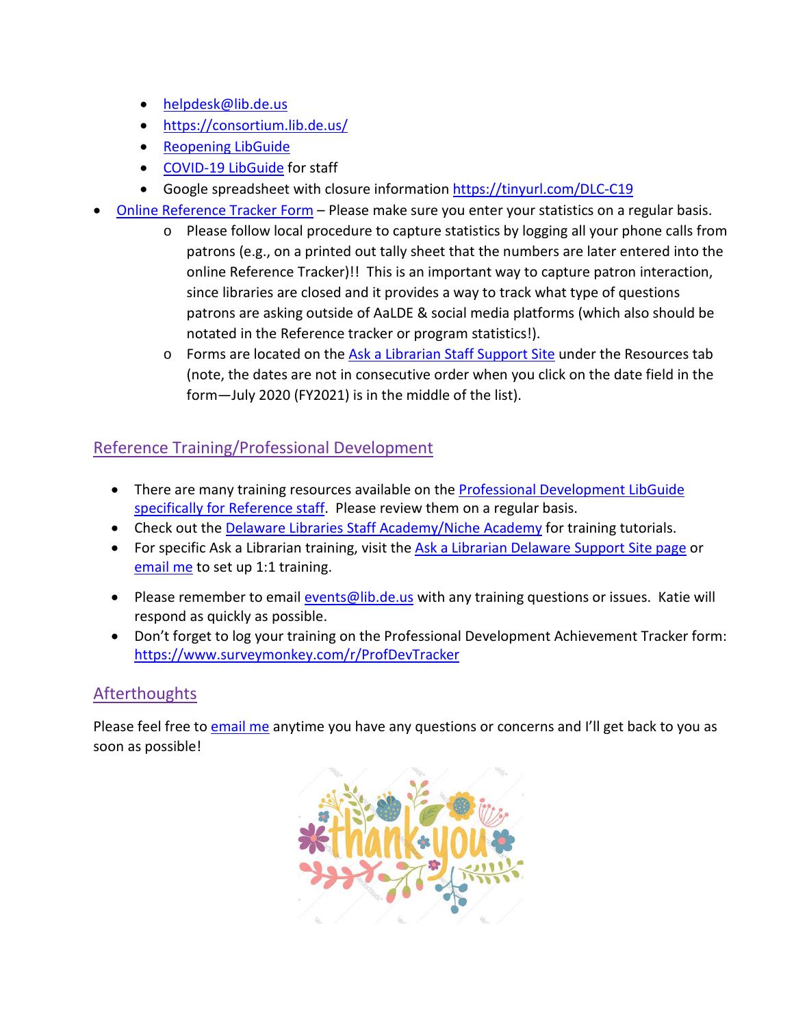- helpdesk@lib.de.us
  - https://consortium.lib.de.us/
  - Reopening LibGuide
  - COVID-19 LibGuide for staff
  - Google spreadsheet with closure information https://tinyurl.com/DLC-C19
- Online Reference Tracker Form – Please make sure you enter your statistics on a regular basis.
  - Please follow local procedure to capture statistics by logging all your phone calls from patrons (e.g., on a printed out tally sheet that the numbers are later entered into the online Reference Tracker)!! This is an important way to capture patron interaction, since libraries are closed and it provides a way to track what type of questions patrons are asking outside of AaLDE & social media platforms (which also should be notated in the Reference tracker or program statistics!).
  - Forms are located on the Ask a Librarian Staff Support Site under the Resources tab (note, the dates are not in consecutive order when you click on the date field in the form—July 2020 (FY2021) is in the middle of the list).

## Reference Training/Professional Development

- There are many training resources available on the Professional Development LibGuide specifically for Reference staff. Please review them on a regular basis.
- Check out the Delaware Libraries Staff Academy/Niche Academy for training tutorials.
- For specific Ask a Librarian training, visit the Ask a Librarian Delaware Support Site page or email me to set up 1:1 training.
- Please remember to email events@lib.de.us with any training questions or issues. Katie will respond as quickly as possible.
- Don't forget to log your training on the Professional Development Achievement Tracker form: https://www.surveymonkey.com/r/ProfDevTracker

## Afterthoughts

Please feel free to email me anytime you have any questions or concerns and I'll get back to you as soon as possible!